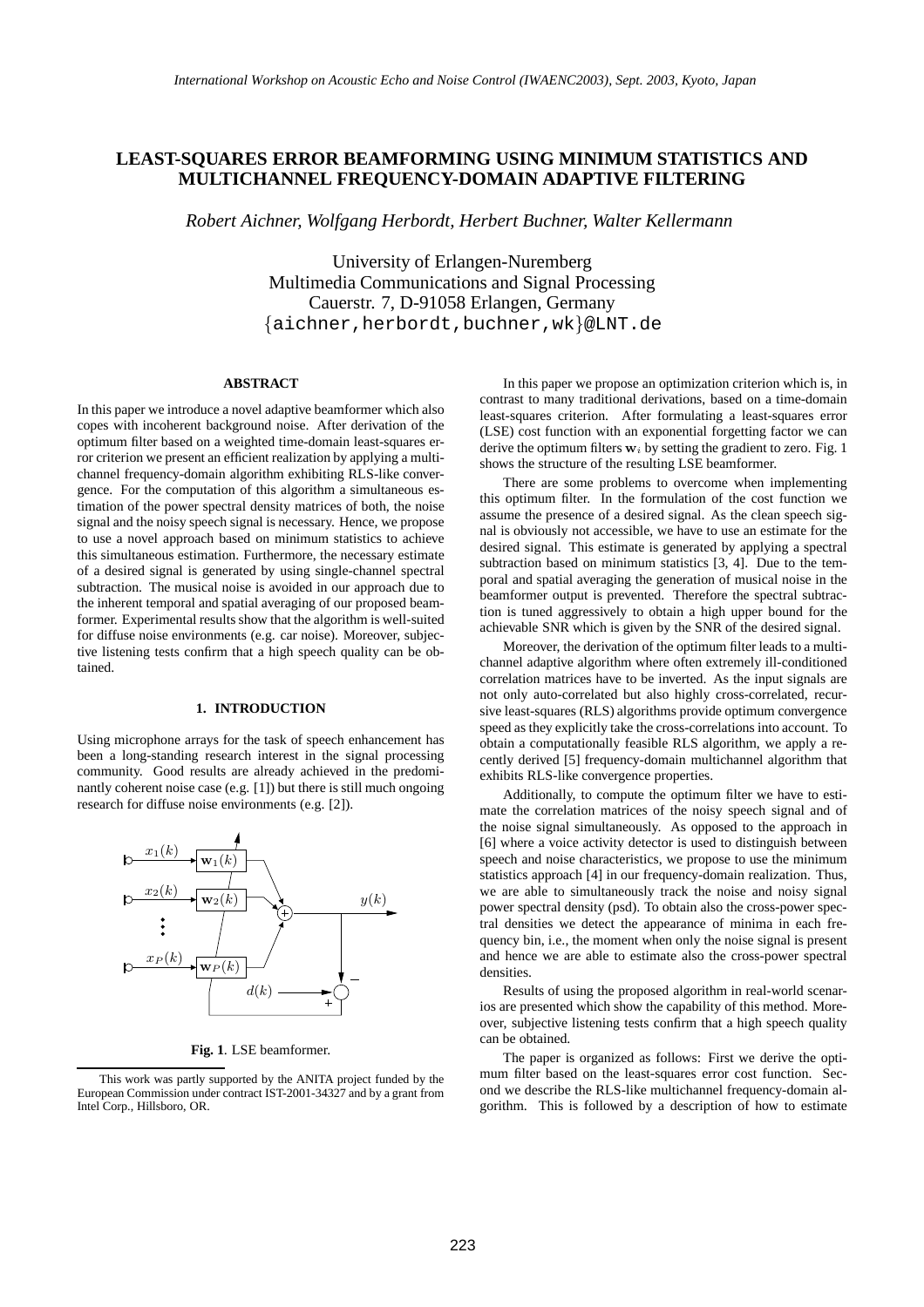# LEAST-SQUARES ERROR BEAMFORMING USING MINIMUM STATISTICS AND MULTICHANNEL FREQUENCY-DOMAIN ADAPTIVE FILTERING

*Robert Aichner, Wolfgang Herbordt, Herbert Buchner, Walter Kellermann*

University of Erlangen-Nuremberg
Multimedia Communications and Signal Processing
Cauerstr. 7, D-91058 Erlangen, Germany
{aichner,herbordt,buchner,wk}@LNT.de

### ABSTRACT

In this paper we introduce a novel adaptive beamformer which also copes with incoherent background noise. After derivation of the optimum filter based on a weighted time-domain least-squares error criterion we present an efficient realization by applying a multichannel frequency-domain algorithm exhibiting RLS-like convergence. For the computation of this algorithm a simultaneous estimation of the power spectral density matrices of both, the noise signal and the noisy speech signal is necessary. Hence, we propose to use a novel approach based on minimum statistics to achieve this simultaneous estimation. Furthermore, the necessary estimate of a desired signal is generated by using single-channel spectral subtraction. The musical noise is avoided in our approach due to the inherent temporal and spatial averaging of our proposed beamformer. Experimental results show that the algorithm is well-suited for diffuse noise environments (e.g. car noise). Moreover, subjective listening tests confirm that a high speech quality can be obtained.

## 1. INTRODUCTION

Using microphone arrays for the task of speech enhancement has been a long-standing research interest in the signal processing community. Good results are already achieved in the predominantly coherent noise case (e.g. [1]) but there is still much ongoing research for diffuse noise environments (e.g. [2]).

$x_1(k)$ $\mathbf{w}_1(k)$ $x_2(k)$ $\mathbf{w}_2(k)$ $x_P(k)$ $\mathbf{w}_P(k)$ $y(k)$ $d(k)$ $-$ $+$

**Fig. 1**. LSE beamformer.

In this paper we propose an optimization criterion which is, in contrast to many traditional derivations, based on a time-domain least-squares criterion. After formulating a least-squares error (LSE) cost function with an exponential forgetting factor we can derive the optimum filters $\mathbf{w}_i$ by setting the gradient to zero. Fig. 1 shows the structure of the resulting LSE beamformer.

There are some problems to overcome when implementing this optimum filter. In the formulation of the cost function we assume the presence of a desired signal. As the clean speech signal is obviously not accessible, we have to use an estimate for the desired signal. This estimate is generated by applying a spectral subtraction based on minimum statistics [3, 4]. Due to the temporal and spatial averaging the generation of musical noise in the beamformer output is prevented. Therefore the spectral subtraction is tuned aggressively to obtain a high upper bound for the achievable SNR which is given by the SNR of the desired signal.

Moreover, the derivation of the optimum filter leads to a multichannel adaptive algorithm where often extremely ill-conditioned correlation matrices have to be inverted. As the input signals are not only auto-correlated but also highly cross-correlated, recursive least-squares (RLS) algorithms provide optimum convergence speed as they explicitly take the cross-correlations into account. To obtain a computationally feasible RLS algorithm, we apply a recently derived [5] frequency-domain multichannel algorithm that exhibits RLS-like convergence properties.

Additionally, to compute the optimum filter we have to estimate the correlation matrices of the noisy speech signal and of the noise signal simultaneously. As opposed to the approach in [6] where a voice activity detector is used to distinguish between speech and noise characteristics, we propose to use the minimum statistics approach [4] in our frequency-domain realization. Thus, we are able to simultaneously track the noise and noisy signal power spectral density (psd). To obtain also the cross-power spectral densities we detect the appearance of minima in each frequency bin, i.e., the moment when only the noise signal is present and hence we are able to estimate also the cross-power spectral densities.

Results of using the proposed algorithm in real-world scenarios are presented which show the capability of this method. Moreover, subjective listening tests confirm that a high speech quality can be obtained.

The paper is organized as follows: First we derive the optimum filter based on the least-squares error cost function. Second we describe the RLS-like multichannel frequency-domain algorithm. This is followed by a description of how to estimate

This work was partly supported by the ANITA project funded by the European Commission under contract IST-2001-34327 and by a grant from Intel Corp., Hillsboro, OR.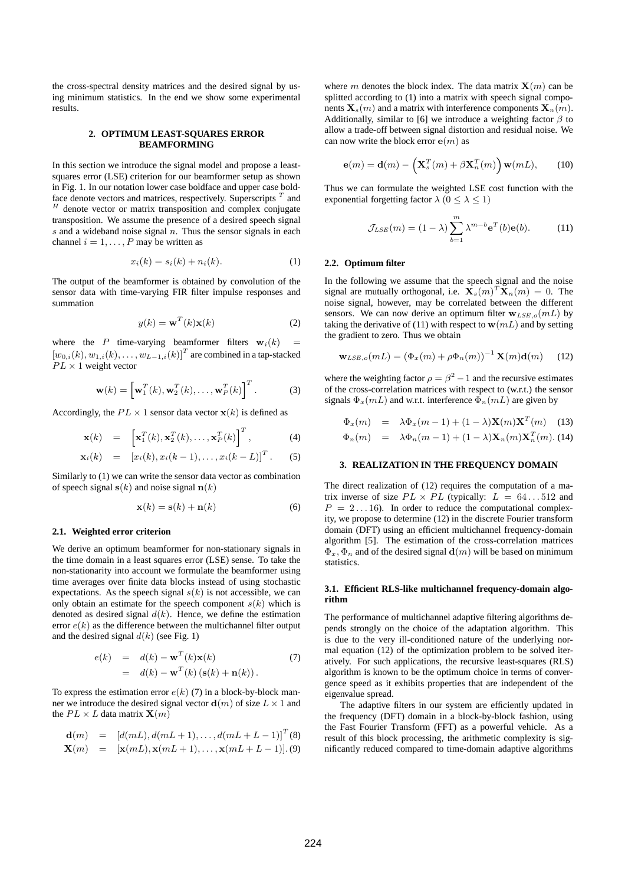the cross-spectral density matrices and the desired signal by using minimum statistics. In the end we show some experimental results.

## 2. OPTIMUM LEAST-SQUARES ERROR BEAMFORMING

In this section we introduce the signal model and propose a least-squares error (LSE) criterion for our beamformer setup as shown in Fig. 1. In our notation lower case boldface and upper case boldface denote vectors and matrices, respectively. Superscripts $^T$ and $^H$ denote vector or matrix transposition and complex conjugate transposition. We assume the presence of a desired speech signal $s$ and a wideband noise signal $n$. Thus the sensor signals in each channel $i = 1, \ldots, P$ may be written as

$$x_i(k) = s_i(k) + n_i(k). \tag{1}$$

The output of the beamformer is obtained by convolution of the sensor data with time-varying FIR filter impulse responses and summation

$$y(k) = \mathbf{w}^T(k)\mathbf{x}(k) \tag{2}$$

where the $P$ time-varying beamformer filters $\mathbf{w}_i(k) = [w_{0,i}(k), w_{1,i}(k), \ldots, w_{L-1,i}(k)]^T$ are combined in a tap-stacked $PL \times 1$ weight vector

$$\mathbf{w}(k) = \left[\mathbf{w}_1^T(k), \mathbf{w}_2^T(k), \ldots, \mathbf{w}_P^T(k)\right]^T. \tag{3}$$

Accordingly, the $PL \times 1$ sensor data vector $\mathbf{x}(k)$ is defined as

$$\mathbf{x}(k) = \left[\mathbf{x}_1^T(k), \mathbf{x}_2^T(k), \ldots, \mathbf{x}_P^T(k)\right]^T, \tag{4}$$

$$\mathbf{x}_i(k) = [x_i(k), x_i(k-1), \ldots, x_i(k-L)]^T. \tag{5}$$

Similarly to (1) we can write the sensor data vector as combination of speech signal $\mathbf{s}(k)$ and noise signal $\mathbf{n}(k)$

$$\mathbf{x}(k) = \mathbf{s}(k) + \mathbf{n}(k) \tag{6}$$

### 2.1. Weighted error criterion

We derive an optimum beamformer for non-stationary signals in the time domain in a least squares error (LSE) sense. To take the non-stationarity into account we formulate the beamformer using time averages over finite data blocks instead of using stochastic expectations. As the speech signal $s(k)$ is not accessible, we can only obtain an estimate for the speech component $s(k)$ which is denoted as desired signal $d(k)$. Hence, we define the estimation error $e(k)$ as the difference between the multichannel filter output and the desired signal $d(k)$ (see Fig. 1)

$$\begin{aligned} e(k) &= d(k) - \mathbf{w}^T(k)\mathbf{x}(k) \\ &= d(k) - \mathbf{w}^T(k)\left(\mathbf{s}(k) + \mathbf{n}(k)\right). \end{aligned} \tag{7}$$

To express the estimation error $e(k)$ (7) in a block-by-block manner we introduce the desired signal vector $\mathbf{d}(m)$ of size $L \times 1$ and the $PL \times L$ data matrix $\mathbf{X}(m)$

$$\mathbf{d}(m) = [d(mL), d(mL+1), \ldots, d(mL+L-1)]^T \tag{8}$$

$$\mathbf{X}(m) = [\mathbf{x}(mL), \mathbf{x}(mL+1), \ldots, \mathbf{x}(mL+L-1)]. \tag{9}$$

where $m$ denotes the block index. The data matrix $\mathbf{X}(m)$ can be splitted according to (1) into a matrix with speech signal components $\mathbf{X}_s(m)$ and a matrix with interference components $\mathbf{X}_n(m)$. Additionally, similar to [6] we introduce a weighting factor $\beta$ to allow a trade-off between signal distortion and residual noise. We can now write the block error $\mathbf{e}(m)$ as

$$\mathbf{e}(m) = \mathbf{d}(m) - \left(\mathbf{X}_s^T(m) + \beta\mathbf{X}_n^T(m)\right)\mathbf{w}(mL), \tag{10}$$

Thus we can formulate the weighted LSE cost function with the exponential forgetting factor $\lambda$ $(0 \leq \lambda \leq 1)$

$$\mathcal{J}_{LSE}(m) = (1-\lambda)\sum_{b=1}^{m} \lambda^{m-b}\mathbf{e}^T(b)\mathbf{e}(b). \tag{11}$$

### 2.2. Optimum filter

In the following we assume that the speech signal and the noise signal are mutually orthogonal, i.e. $\mathbf{X}_s(m)^T\mathbf{X}_n(m) = 0$. The noise signal, however, may be correlated between the different sensors. We can now derive an optimum filter $\mathbf{w}_{LSE,o}(mL)$ by taking the derivative of (11) with respect to $\mathbf{w}(mL)$ and by setting the gradient to zero. Thus we obtain

$$\mathbf{w}_{LSE,o}(mL) = \left(\Phi_x(m) + \rho\Phi_n(m)\right)^{-1}\mathbf{X}(m)\mathbf{d}(m) \tag{12}$$

where the weighting factor $\rho = \beta^2 - 1$ and the recursive estimates of the cross-correlation matrices with respect to (w.r.t.) the sensor signals $\Phi_x(mL)$ and w.r.t. interference $\Phi_n(mL)$ are given by

$$\Phi_x(m) = \lambda\Phi_x(m-1) + (1-\lambda)\mathbf{X}(m)\mathbf{X}^T(m) \tag{13}$$

$$\Phi_n(m) = \lambda\Phi_n(m-1) + (1-\lambda)\mathbf{X}_n(m)\mathbf{X}_n^T(m). \tag{14}$$

## 3. REALIZATION IN THE FREQUENCY DOMAIN

The direct realization of (12) requires the computation of a matrix inverse of size $PL \times PL$ (typically: $L = 64 \ldots 512$ and $P = 2 \ldots 16$). In order to reduce the computational complexity, we propose to determine (12) in the discrete Fourier transform domain (DFT) using an efficient multichannel frequency-domain algorithm [5]. The estimation of the cross-correlation matrices $\Phi_x, \Phi_n$ and of the desired signal $\mathbf{d}(m)$ will be based on minimum statistics.

### 3.1. Efficient RLS-like multichannel frequency-domain algorithm

The performance of multichannel adaptive filtering algorithms depends strongly on the choice of the adaptation algorithm. This is due to the very ill-conditioned nature of the underlying normal equation (12) of the optimization problem to be solved iteratively. For such applications, the recursive least-squares (RLS) algorithm is known to be the optimum choice in terms of convergence speed as it exhibits properties that are independent of the eigenvalue spread.

The adaptive filters in our system are efficiently updated in the frequency (DFT) domain in a block-by-block fashion, using the Fast Fourier Transform (FFT) as a powerful vehicle. As a result of this block processing, the arithmetic complexity is significantly reduced compared to time-domain adaptive algorithms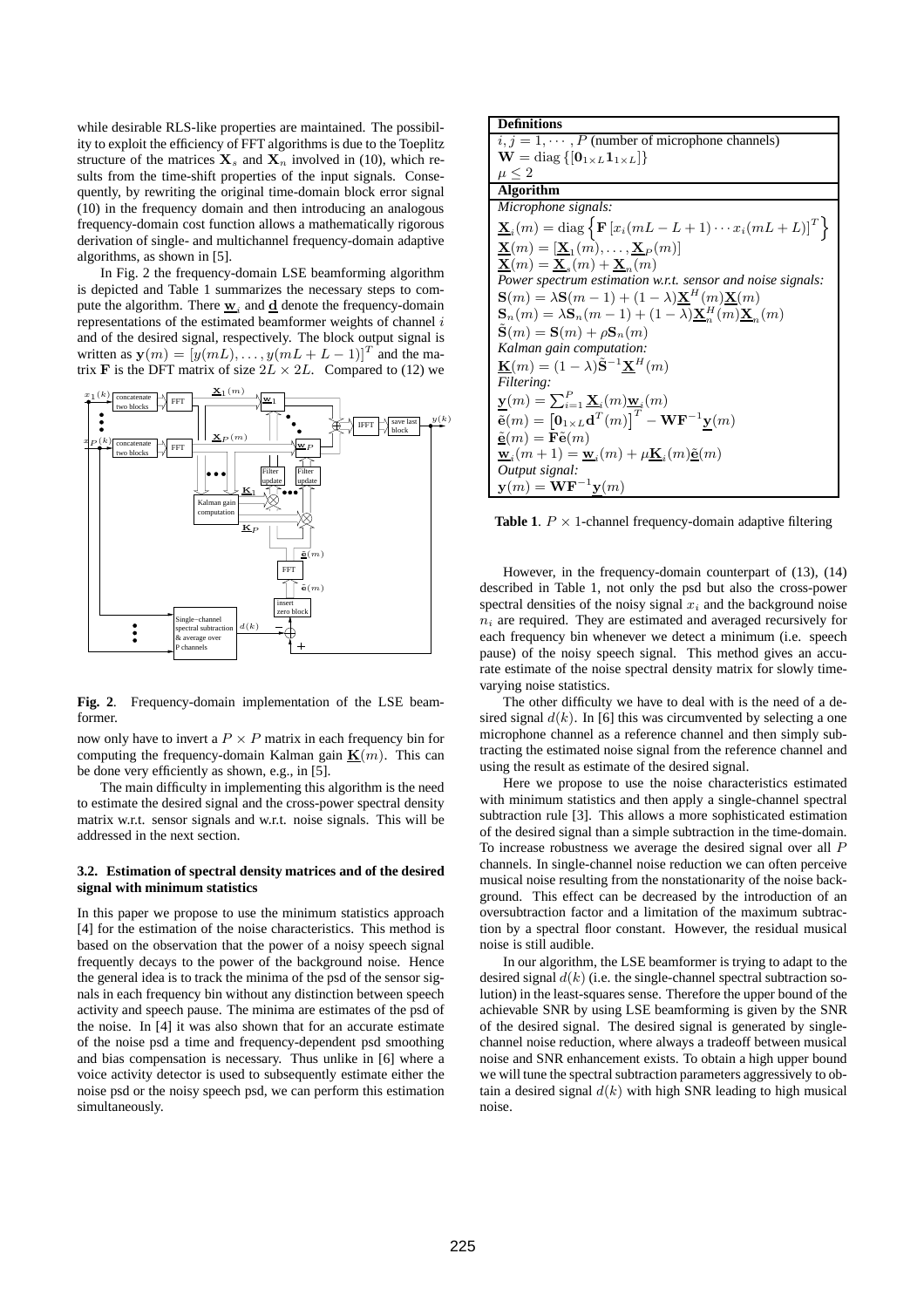while desirable RLS-like properties are maintained. The possibility to exploit the efficiency of FFT algorithms is due to the Toeplitz structure of the matrices $\mathbf{X}_s$ and $\mathbf{X}_n$ involved in (10), which results from the time-shift properties of the input signals. Consequently, by rewriting the original time-domain block error signal (10) in the frequency domain and then introducing an analogous frequency-domain cost function allows a mathematically rigorous derivation of single- and multichannel frequency-domain adaptive algorithms, as shown in [5].

In Fig. 2 the frequency-domain LSE beamforming algorithm is depicted and Table 1 summarizes the necessary steps to compute the algorithm. There $\underline{\mathbf{w}}_i$ and $\underline{\mathbf{d}}$ denote the frequency-domain representations of the estimated beamformer weights of channel $i$ and of the desired signal, respectively. The block output signal is written as $\mathbf{y}(m) = [y(mL), \ldots, y(mL + L - 1)]^T$ and the matrix $\mathbf{F}$ is the DFT matrix of size $2L \times 2L$. Compared to (12) we

$x_1(k)$
concatenate two blocks
FFT
$\underline{\mathbf{X}}_1(m)$
$\underline{\mathbf{w}}_1$
$x_P(k)$
concatenate two blocks
FFT
$\underline{\mathbf{X}}_P(m)$
$\underline{\mathbf{w}}_P$
IFFT
save last block
$y(k)$
Filter update
Filter update
$\underline{\mathbf{K}}_1$
Kalman gain computation
$\underline{\mathbf{K}}_P$
$\underline{\tilde{\mathbf{e}}}(m)$
FFT
$\tilde{\mathbf{e}}(m)$
insert zero block
Single-channel spectral subtraction & average over P channels
$d(k)$
−
+

**Fig. 2**. Frequency-domain implementation of the LSE beamformer.

now only have to invert a $P \times P$ matrix in each frequency bin for computing the frequency-domain Kalman gain $\underline{\mathbf{K}}(m)$. This can be done very efficiently as shown, e.g., in [5].

The main difficulty in implementing this algorithm is the need to estimate the desired signal and the cross-power spectral density matrix w.r.t. sensor signals and w.r.t. noise signals. This will be addressed in the next section.

### 3.2. Estimation of spectral density matrices and of the desired signal with minimum statistics

In this paper we propose to use the minimum statistics approach [4] for the estimation of the noise characteristics. This method is based on the observation that the power of a noisy speech signal frequently decays to the power of the background noise. Hence the general idea is to track the minima of the psd of the sensor signals in each frequency bin without any distinction between speech activity and speech pause. The minima are estimates of the psd of the noise. In [4] it was also shown that for an accurate estimate of the noise psd a time and frequency-dependent psd smoothing and bias compensation is necessary. Thus unlike in [6] where a voice activity detector is used to subsequently estimate either the noise psd or the noisy speech psd, we can perform this estimation simultaneously.

| **Definitions** |
|---|
| $i, j = 1, \cdots, P$ (number of microphone channels) |
| $\mathbf{W} = \operatorname{diag}\{[\mathbf{0}_{1\times L}\mathbf{1}_{1\times L}]\}$ |
| $\mu \leq 2$ |
| **Algorithm** |
| *Microphone signals:* |
| $\underline{\mathbf{X}}_i(m) = \operatorname{diag}\left\{\mathbf{F}\,[x_i(mL-L+1)\cdots x_i(mL+L)]^T\right\}$ |
| $\underline{\mathbf{X}}(m) = [\underline{\mathbf{X}}_1(m), \ldots, \underline{\mathbf{X}}_P(m)]$ |
| $\underline{\mathbf{X}}(m) = \underline{\mathbf{X}}_s(m) + \underline{\mathbf{X}}_n(m)$ |
| *Power spectrum estimation w.r.t. sensor and noise signals:* |
| $\mathbf{S}(m) = \lambda\mathbf{S}(m-1) + (1-\lambda)\underline{\mathbf{X}}^H(m)\underline{\mathbf{X}}(m)$ |
| $\mathbf{S}_n(m) = \lambda\mathbf{S}_n(m-1) + (1-\lambda)\underline{\mathbf{X}}_n^H(m)\underline{\mathbf{X}}_n(m)$ |
| $\tilde{\mathbf{S}}(m) = \mathbf{S}(m) + \rho\mathbf{S}_n(m)$ |
| *Kalman gain computation:* |
| $\underline{\mathbf{K}}(m) = (1-\lambda)\tilde{\mathbf{S}}^{-1}\underline{\mathbf{X}}^H(m)$ |
| *Filtering:* |
| $\underline{\mathbf{y}}(m) = \sum_{i=1}^{P}\underline{\mathbf{X}}_i(m)\underline{\mathbf{w}}_i(m)$ |
| $\tilde{\mathbf{e}}(m) = \left[\mathbf{0}_{1\times L}\mathbf{d}^T(m)\right]^T - \mathbf{W}\mathbf{F}^{-1}\underline{\mathbf{y}}(m)$ |
| $\underline{\tilde{\mathbf{e}}}(m) = \mathbf{F}\tilde{\mathbf{e}}(m)$ |
| $\underline{\mathbf{w}}_i(m+1) = \underline{\mathbf{w}}_i(m) + \mu\underline{\mathbf{K}}_i(m)\underline{\tilde{\mathbf{e}}}(m)$ |
| *Output signal:* |
| $\mathbf{y}(m) = \mathbf{W}\mathbf{F}^{-1}\underline{\mathbf{y}}(m)$ |

**Table 1**. $P \times 1$-channel frequency-domain adaptive filtering

However, in the frequency-domain counterpart of (13), (14) described in Table 1, not only the psd but also the cross-power spectral densities of the noisy signal $x_i$ and the background noise $n_i$ are required. They are estimated and averaged recursively for each frequency bin whenever we detect a minimum (i.e. speech pause) of the noisy speech signal. This method gives an accurate estimate of the noise spectral density matrix for slowly time-varying noise statistics.

The other difficulty we have to deal with is the need of a desired signal $d(k)$. In [6] this was circumvented by selecting a one microphone channel as a reference channel and then simply subtracting the estimated noise signal from the reference channel and using the result as estimate of the desired signal.

Here we propose to use the noise characteristics estimated with minimum statistics and then apply a single-channel spectral subtraction rule [3]. This allows a more sophisticated estimation of the desired signal than a simple subtraction in the time-domain. To increase robustness we average the desired signal over all $P$ channels. In single-channel noise reduction we can often perceive musical noise resulting from the nonstationarity of the noise background. This effect can be decreased by the introduction of an oversubtraction factor and a limitation of the maximum subtraction by a spectral floor constant. However, the residual musical noise is still audible.

In our algorithm, the LSE beamformer is trying to adapt to the desired signal $d(k)$ (i.e. the single-channel spectral subtraction solution) in the least-squares sense. Therefore the upper bound of the achievable SNR by using LSE beamforming is given by the SNR of the desired signal. The desired signal is generated by single-channel noise reduction, where always a tradeoff between musical noise and SNR enhancement exists. To obtain a high upper bound we will tune the spectral subtraction parameters aggressively to obtain a desired signal $d(k)$ with high SNR leading to high musical noise.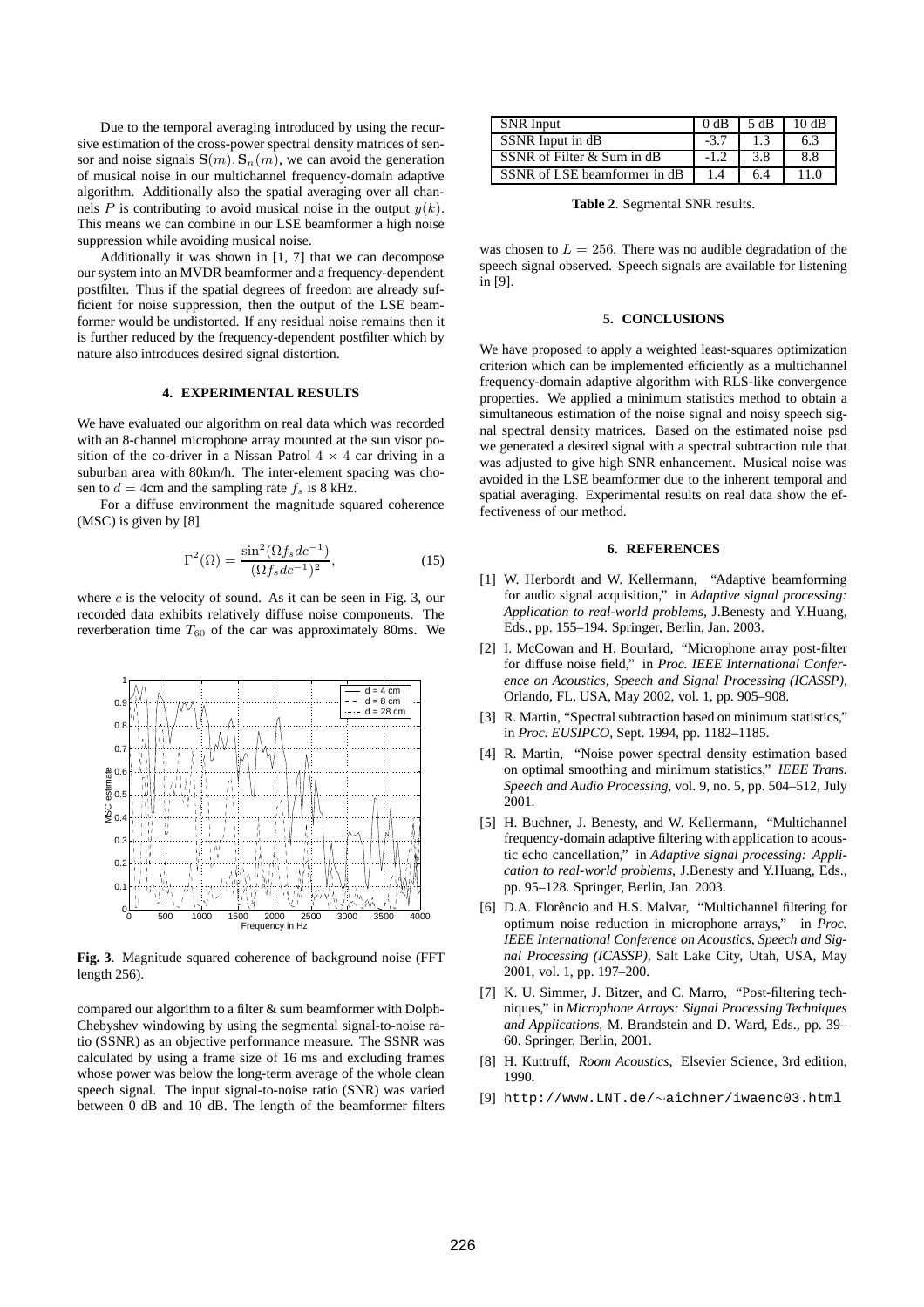Due to the temporal averaging introduced by using the recursive estimation of the cross-power spectral density matrices of sensor and noise signals $\mathbf{S}(m), \mathbf{S}_n(m)$, we can avoid the generation of musical noise in our multichannel frequency-domain adaptive algorithm. Additionally also the spatial averaging over all channels $P$ is contributing to avoid musical noise in the output $y(k)$. This means we can combine in our LSE beamformer a high noise suppression while avoiding musical noise.

Additionally it was shown in [1, 7] that we can decompose our system into an MVDR beamformer and a frequency-dependent postfilter. Thus if the spatial degrees of freedom are already sufficient for noise suppression, then the output of the LSE beamformer would be undistorted. If any residual noise remains then it is further reduced by the frequency-dependent postfilter which by nature also introduces desired signal distortion.

## 4. EXPERIMENTAL RESULTS

We have evaluated our algorithm on real data which was recorded with an 8-channel microphone array mounted at the sun visor position of the co-driver in a Nissan Patrol $4 \times 4$ car driving in a suburban area with 80km/h. The inter-element spacing was chosen to $d = 4$cm and the sampling rate $f_s$ is 8 kHz.

For a diffuse environment the magnitude squared coherence (MSC) is given by [8]

$$\Gamma^2(\Omega) = \frac{\sin^2(\Omega f_s d c^{-1})}{(\Omega f_s d c^{-1})^2}, \tag{15}$$

where $c$ is the velocity of sound. As it can be seen in Fig. 3, our recorded data exhibits relatively diffuse noise components. The reverberation time $T_{60}$ of the car was approximately 80ms. We

MSC estimate

Frequency in Hz

0 500 1000 1500 2000 2500 3000 3500 4000

0 0.1 0.2 0.3 0.4 0.5 0.6 0.7 0.8 0.9 1

d = 4 cm
d = 8 cm
d = 28 cm

**Fig. 3**. Magnitude squared coherence of background noise (FFT length 256).

compared our algorithm to a filter & sum beamformer with Dolph-Chebyshev windowing by using the segmental signal-to-noise ratio (SSNR) as an objective performance measure. The SSNR was calculated by using a frame size of 16 ms and excluding frames whose power was below the long-term average of the whole clean speech signal. The input signal-to-noise ratio (SNR) was varied between 0 dB and 10 dB. The length of the beamformer filters

| SNR Input | 0 dB | 5 dB | 10 dB |
|---|---|---|---|
| SSNR Input in dB | -3.7 | 1.3 | 6.3 |
| SSNR of Filter & Sum in dB | -1.2 | 3.8 | 8.8 |
| SSNR of LSE beamformer in dB | 1.4 | 6.4 | 11.0 |

**Table 2**. Segmental SNR results.

was chosen to $L = 256$. There was no audible degradation of the speech signal observed. Speech signals are available for listening in [9].

## 5. CONCLUSIONS

We have proposed to apply a weighted least-squares optimization criterion which can be implemented efficiently as a multichannel frequency-domain adaptive algorithm with RLS-like convergence properties. We applied a minimum statistics method to obtain a simultaneous estimation of the noise signal and noisy speech signal spectral density matrices. Based on the estimated noise psd we generated a desired signal with a spectral subtraction rule that was adjusted to give high SNR enhancement. Musical noise was avoided in the LSE beamformer due to the inherent temporal and spatial averaging. Experimental results on real data show the effectiveness of our method.

## 6. REFERENCES

[1] W. Herbordt and W. Kellermann, "Adaptive beamforming for audio signal acquisition," in *Adaptive signal processing: Application to real-world problems*, J.Benesty and Y.Huang, Eds., pp. 155–194. Springer, Berlin, Jan. 2003.

[2] I. McCowan and H. Bourlard, "Microphone array post-filter for diffuse noise field," in *Proc. IEEE International Conference on Acoustics, Speech and Signal Processing (ICASSP)*, Orlando, FL, USA, May 2002, vol. 1, pp. 905–908.

[3] R. Martin, "Spectral subtraction based on minimum statistics," in *Proc. EUSIPCO*, Sept. 1994, pp. 1182–1185.

[4] R. Martin, "Noise power spectral density estimation based on optimal smoothing and minimum statistics," *IEEE Trans. Speech and Audio Processing*, vol. 9, no. 5, pp. 504–512, July 2001.

[5] H. Buchner, J. Benesty, and W. Kellermann, "Multichannel frequency-domain adaptive filtering with application to acoustic echo cancellation," in *Adaptive signal processing: Application to real-world problems*, J.Benesty and Y.Huang, Eds., pp. 95–128. Springer, Berlin, Jan. 2003.

[6] D.A. Florêncio and H.S. Malvar, "Multichannel filtering for optimum noise reduction in microphone arrays," in *Proc. IEEE International Conference on Acoustics, Speech and Signal Processing (ICASSP)*, Salt Lake City, Utah, USA, May 2001, vol. 1, pp. 197–200.

[7] K. U. Simmer, J. Bitzer, and C. Marro, "Post-filtering techniques," in *Microphone Arrays: Signal Processing Techniques and Applications*, M. Brandstein and D. Ward, Eds., pp. 39–60. Springer, Berlin, 2001.

[8] H. Kuttruff, *Room Acoustics*, Elsevier Science, 3rd edition, 1990.

[9] http://www.LNT.de/∼aichner/iwaenc03.html